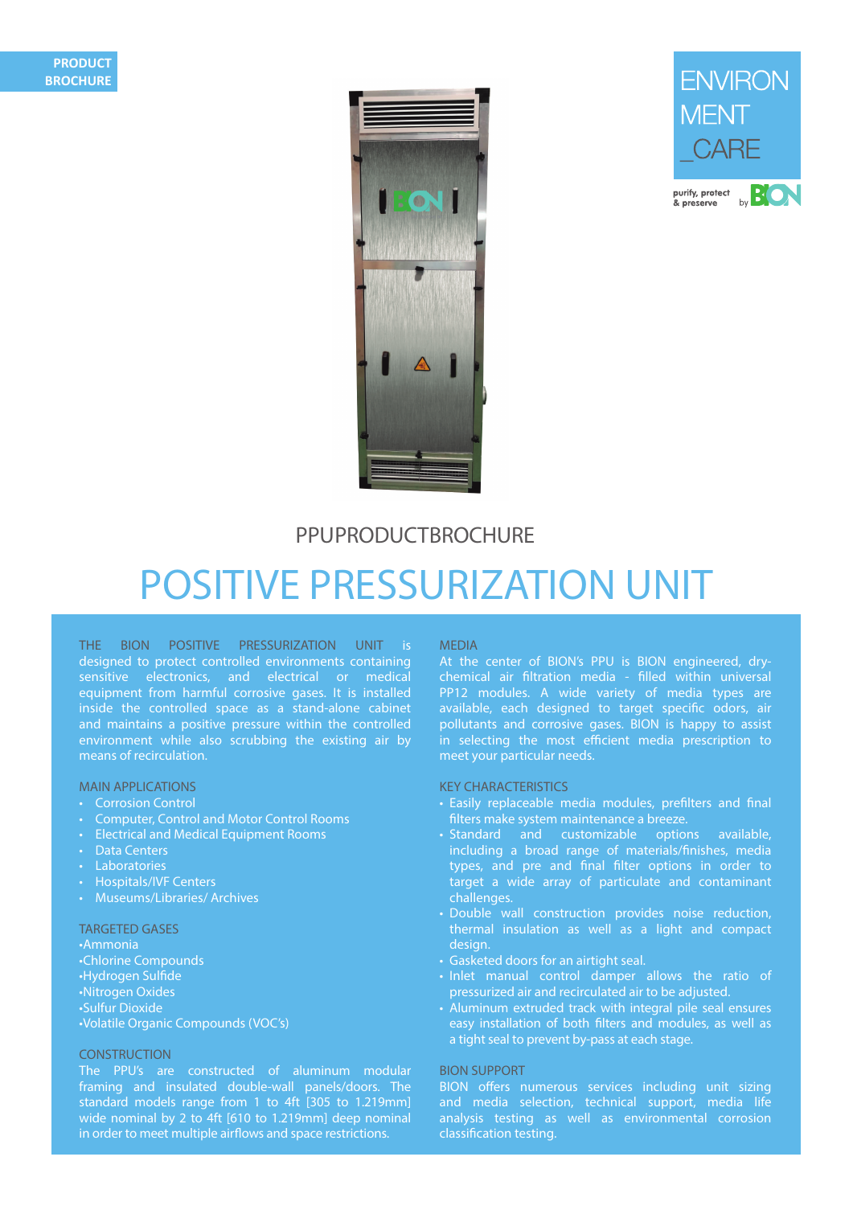PRODUCT BROCHURE

ENVIRON MENT _CARE

purify, protect & preserve by BION

PPUPRODUCTBROCHURE

# POSITIVE PRESSURIZATION UNIT

THE BION POSITIVE PRESSURIZATION UNIT is designed to protect controlled environments containing sensitive electronics, and electrical or medical equipment from harmful corrosive gases. It is installed inside the controlled space as a stand-alone cabinet and maintains a positive pressure within the controlled environment while also scrubbing the existing air by means of recirculation.

## MAIN APPLICATIONS

- Corrosion Control
- Computer, Control and Motor Control Rooms
- Electrical and Medical Equipment Rooms
- Data Centers
- Laboratories
- Hospitals/IVF Centers
- Museums/Libraries/ Archives

## TARGETED GASES

- Ammonia
- Chlorine Compounds
- Hydrogen Sulfide
- Nitrogen Oxides
- Sulfur Dioxide
- Volatile Organic Compounds (VOC's)

## CONSTRUCTION

The PPU's are constructed of aluminum modular framing and insulated double-wall panels/doors. The standard models range from 1 to 4ft [305 to 1.219mm] wide nominal by 2 to 4ft [610 to 1.219mm] deep nominal in order to meet multiple airflows and space restrictions.

## MEDIA

At the center of BION's PPU is BION engineered, dry-chemical air filtration media - filled within universal PP12 modules. A wide variety of media types are available, each designed to target specific odors, air pollutants and corrosive gases. BION is happy to assist in selecting the most efficient media prescription to meet your particular needs.

## KEY CHARACTERISTICS

- Easily replaceable media modules, prefilters and final filters make system maintenance a breeze.
- Standard and customizable options available, including a broad range of materials/finishes, media types, and pre and final filter options in order to target a wide array of particulate and contaminant challenges.
- Double wall construction provides noise reduction, thermal insulation as well as a light and compact design.
- Gasketed doors for an airtight seal.
- Inlet manual control damper allows the ratio of pressurized air and recirculated air to be adjusted.
- Aluminum extruded track with integral pile seal ensures easy installation of both filters and modules, as well as a tight seal to prevent by-pass at each stage.

## BION SUPPORT

BION offers numerous services including unit sizing and media selection, technical support, media life analysis testing as well as environmental corrosion classification testing.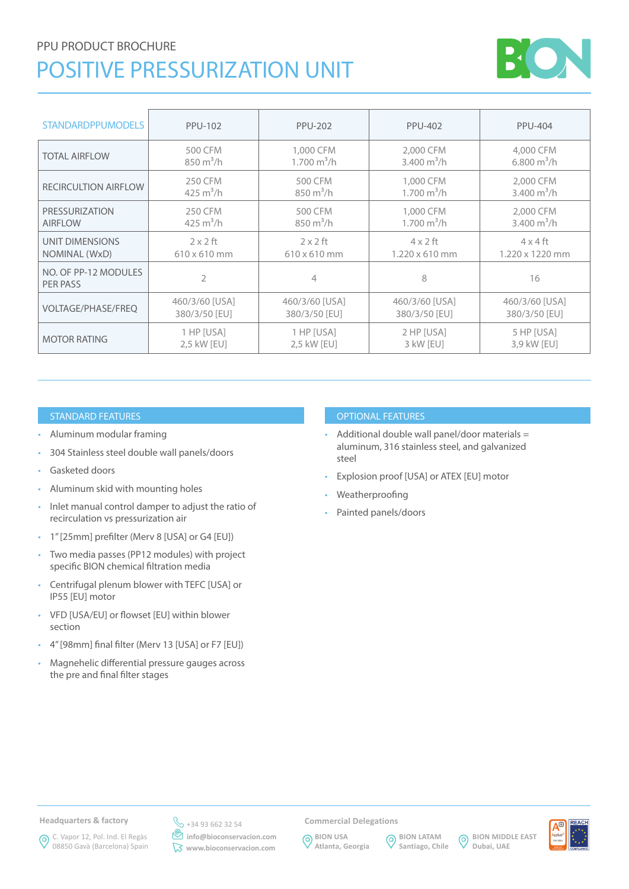PPU PRODUCT BROCHURE

# POSITIVE PRESSURIZATION UNIT

| STANDARDPPUMODELS | PPU-102 | PPU-202 | PPU-402 | PPU-404 |
|---|---|---|---|---|
| TOTAL AIRFLOW | 500 CFM<br>850 $m^3$/h | 1,000 CFM<br>1.700 $m^3$/h | 2,000 CFM<br>3.400 $m^3$/h | 4,000 CFM<br>6.800 $m^3$/h |
| RECIRCULTION AIRFLOW | 250 CFM<br>425 $m^3$/h | 500 CFM<br>850 $m^3$/h | 1,000 CFM<br>1.700 $m^3$/h | 2,000 CFM<br>3.400 $m^3$/h |
| PRESSURIZATION AIRFLOW | 250 CFM<br>425 $m^3$/h | 500 CFM<br>850 $m^3$/h | 1,000 CFM<br>1.700 $m^3$/h | 2,000 CFM<br>3.400 $m^3$/h |
| UNIT DIMENSIONS NOMINAL (WxD) | 2 x 2 ft<br>610 x 610 mm | 2 x 2 ft<br>610 x 610 mm | 4 x 2 ft<br>1.220 x 610 mm | 4 x 4 ft<br>1.220 x 1220 mm |
| NO. OF PP-12 MODULES PER PASS | 2 | 4 | 8 | 16 |
| VOLTAGE/PHASE/FREQ | 460/3/60 [USA]<br>380/3/50 [EU] | 460/3/60 [USA]<br>380/3/50 [EU] | 460/3/60 [USA]<br>380/3/50 [EU] | 460/3/60 [USA]<br>380/3/50 [EU] |
| MOTOR RATING | 1 HP [USA]<br>2,5 kW [EU] | 1 HP [USA]<br>2,5 kW [EU] | 2 HP [USA]<br>3 kW [EU] | 5 HP [USA]<br>3,9 kW [EU] |

## STANDARD FEATURES

- Aluminum modular framing
- 304 Stainless steel double wall panels/doors
- Gasketed doors
- Aluminum skid with mounting holes
- Inlet manual control damper to adjust the ratio of recirculation vs pressurization air
- 1" [25mm] prefilter (Merv 8 [USA] or G4 [EU])
- Two media passes (PP12 modules) with project specific BION chemical filtration media
- Centrifugal plenum blower with TEFC [USA] or IP55 [EU] motor
- VFD [USA/EU] or flowset [EU] within blower section
- 4" [98mm] final filter (Merv 13 [USA] or F7 [EU])
- Magnehelic differential pressure gauges across the pre and final filter stages

## OPTIONAL FEATURES

- Additional double wall panel/door materials = aluminum, 316 stainless steel, and galvanized steel
- Explosion proof [USA] or ATEX [EU] motor
- Weatherproofing
- Painted panels/doors

**Headquarters & factory**
C. Vapor 12, Pol. Ind. El Regàs
08850 Gavà (Barcelona) Spain

+34 93 662 32 54
info@bioconservacion.com
www.bioconservacion.com

**Commercial Delegations**
BION USA – Atlanta, Georgia
BION LATAM – Santiago, Chile
BION MIDDLE EAST – Dubai, UAE